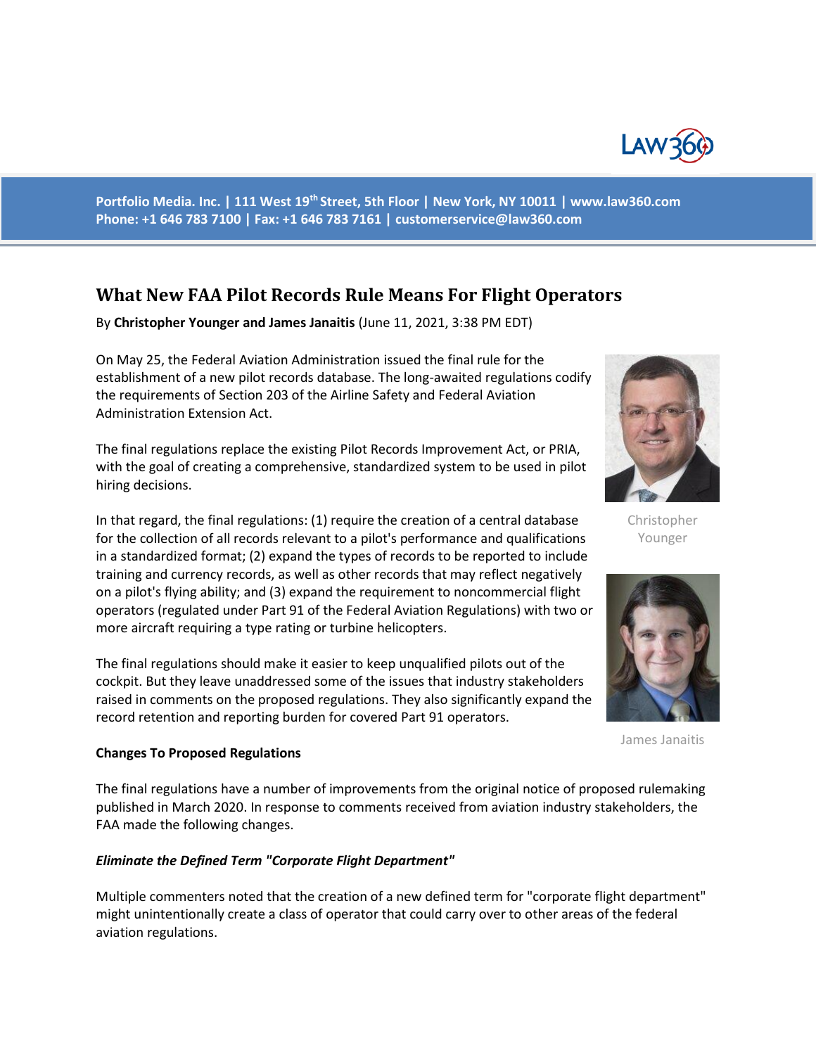Portfolio Media. Inc. | 111 West 19th Street, 5th Floor | New York, NY 10011 | www.law360.com
Phone: +1 646 783 7100 | Fax: +1 646 783 7161 | customerservice@law360.com

# What New FAA Pilot Records Rule Means For Flight Operators

By **Christopher Younger and James Janaitis** (June 11, 2021, 3:38 PM EDT)

On May 25, the Federal Aviation Administration issued the final rule for the establishment of a new pilot records database. The long-awaited regulations codify the requirements of Section 203 of the Airline Safety and Federal Aviation Administration Extension Act.

The final regulations replace the existing Pilot Records Improvement Act, or PRIA, with the goal of creating a comprehensive, standardized system to be used in pilot hiring decisions.

In that regard, the final regulations: (1) require the creation of a central database for the collection of all records relevant to a pilot's performance and qualifications in a standardized format; (2) expand the types of records to be reported to include training and currency records, as well as other records that may reflect negatively on a pilot's flying ability; and (3) expand the requirement to noncommercial flight operators (regulated under Part 91 of the Federal Aviation Regulations) with two or more aircraft requiring a type rating or turbine helicopters.

The final regulations should make it easier to keep unqualified pilots out of the cockpit. But they leave unaddressed some of the issues that industry stakeholders raised in comments on the proposed regulations. They also significantly expand the record retention and reporting burden for covered Part 91 operators.

Christopher Younger

James Janaitis

**Changes To Proposed Regulations**

The final regulations have a number of improvements from the original notice of proposed rulemaking published in March 2020. In response to comments received from aviation industry stakeholders, the FAA made the following changes.

***Eliminate the Defined Term "Corporate Flight Department"***

Multiple commenters noted that the creation of a new defined term for "corporate flight department" might unintentionally create a class of operator that could carry over to other areas of the federal aviation regulations.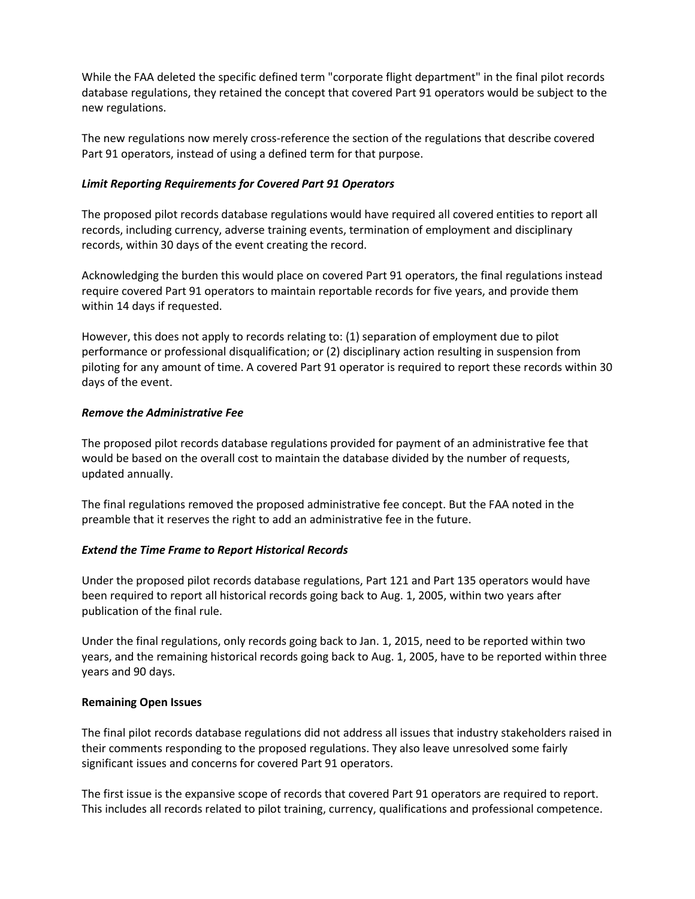While the FAA deleted the specific defined term "corporate flight department" in the final pilot records database regulations, they retained the concept that covered Part 91 operators would be subject to the new regulations.

The new regulations now merely cross-reference the section of the regulations that describe covered Part 91 operators, instead of using a defined term for that purpose.

***Limit Reporting Requirements for Covered Part 91 Operators***

The proposed pilot records database regulations would have required all covered entities to report all records, including currency, adverse training events, termination of employment and disciplinary records, within 30 days of the event creating the record.

Acknowledging the burden this would place on covered Part 91 operators, the final regulations instead require covered Part 91 operators to maintain reportable records for five years, and provide them within 14 days if requested.

However, this does not apply to records relating to: (1) separation of employment due to pilot performance or professional disqualification; or (2) disciplinary action resulting in suspension from piloting for any amount of time. A covered Part 91 operator is required to report these records within 30 days of the event.

***Remove the Administrative Fee***

The proposed pilot records database regulations provided for payment of an administrative fee that would be based on the overall cost to maintain the database divided by the number of requests, updated annually.

The final regulations removed the proposed administrative fee concept. But the FAA noted in the preamble that it reserves the right to add an administrative fee in the future.

***Extend the Time Frame to Report Historical Records***

Under the proposed pilot records database regulations, Part 121 and Part 135 operators would have been required to report all historical records going back to Aug. 1, 2005, within two years after publication of the final rule.

Under the final regulations, only records going back to Jan. 1, 2015, need to be reported within two years, and the remaining historical records going back to Aug. 1, 2005, have to be reported within three years and 90 days.

**Remaining Open Issues**

The final pilot records database regulations did not address all issues that industry stakeholders raised in their comments responding to the proposed regulations. They also leave unresolved some fairly significant issues and concerns for covered Part 91 operators.

The first issue is the expansive scope of records that covered Part 91 operators are required to report. This includes all records related to pilot training, currency, qualifications and professional competence.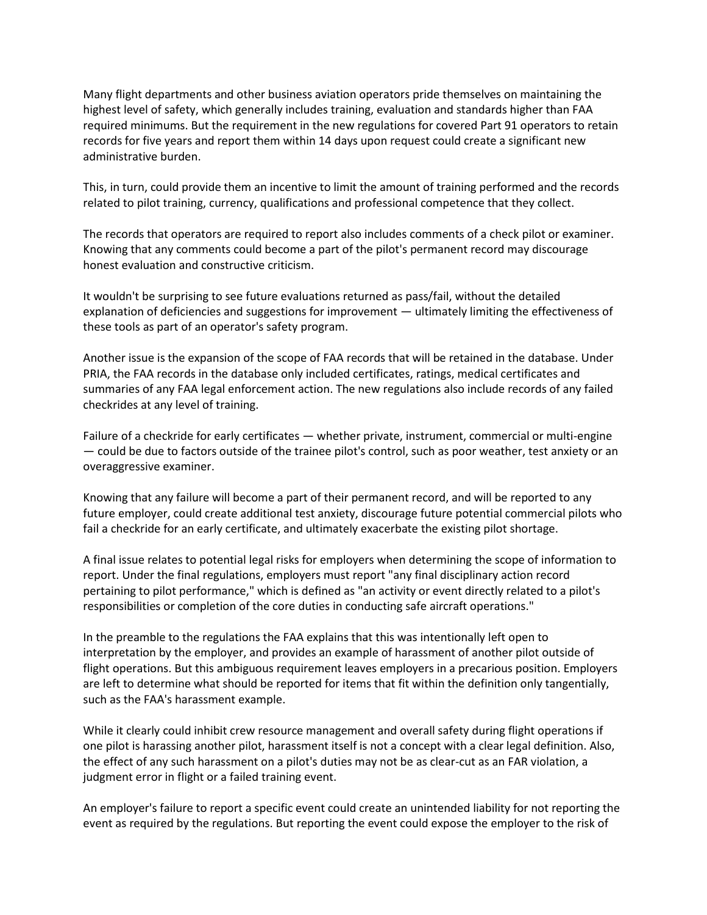Many flight departments and other business aviation operators pride themselves on maintaining the highest level of safety, which generally includes training, evaluation and standards higher than FAA required minimums. But the requirement in the new regulations for covered Part 91 operators to retain records for five years and report them within 14 days upon request could create a significant new administrative burden.

This, in turn, could provide them an incentive to limit the amount of training performed and the records related to pilot training, currency, qualifications and professional competence that they collect.

The records that operators are required to report also includes comments of a check pilot or examiner. Knowing that any comments could become a part of the pilot's permanent record may discourage honest evaluation and constructive criticism.

It wouldn't be surprising to see future evaluations returned as pass/fail, without the detailed explanation of deficiencies and suggestions for improvement — ultimately limiting the effectiveness of these tools as part of an operator's safety program.

Another issue is the expansion of the scope of FAA records that will be retained in the database. Under PRIA, the FAA records in the database only included certificates, ratings, medical certificates and summaries of any FAA legal enforcement action. The new regulations also include records of any failed checkrides at any level of training.

Failure of a checkride for early certificates — whether private, instrument, commercial or multi-engine — could be due to factors outside of the trainee pilot's control, such as poor weather, test anxiety or an overaggressive examiner.

Knowing that any failure will become a part of their permanent record, and will be reported to any future employer, could create additional test anxiety, discourage future potential commercial pilots who fail a checkride for an early certificate, and ultimately exacerbate the existing pilot shortage.

A final issue relates to potential legal risks for employers when determining the scope of information to report. Under the final regulations, employers must report "any final disciplinary action record pertaining to pilot performance," which is defined as "an activity or event directly related to a pilot's responsibilities or completion of the core duties in conducting safe aircraft operations."

In the preamble to the regulations the FAA explains that this was intentionally left open to interpretation by the employer, and provides an example of harassment of another pilot outside of flight operations. But this ambiguous requirement leaves employers in a precarious position. Employers are left to determine what should be reported for items that fit within the definition only tangentially, such as the FAA's harassment example.

While it clearly could inhibit crew resource management and overall safety during flight operations if one pilot is harassing another pilot, harassment itself is not a concept with a clear legal definition. Also, the effect of any such harassment on a pilot's duties may not be as clear-cut as an FAR violation, a judgment error in flight or a failed training event.

An employer's failure to report a specific event could create an unintended liability for not reporting the event as required by the regulations. But reporting the event could expose the employer to the risk of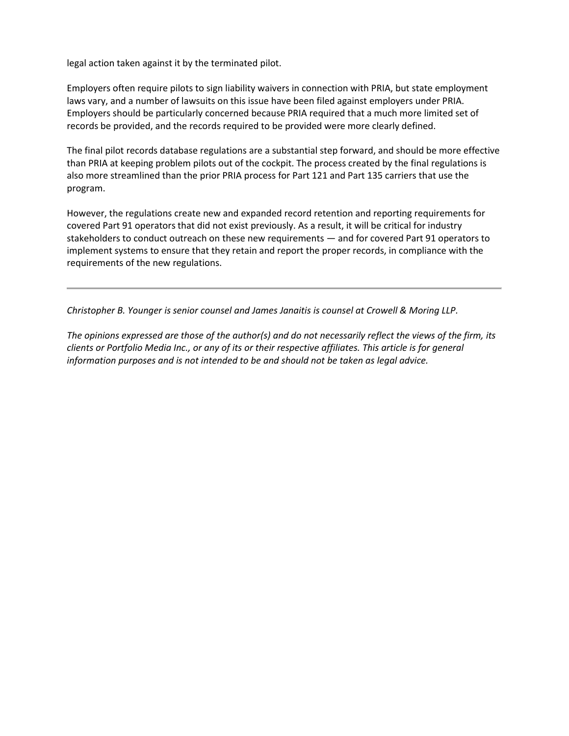legal action taken against it by the terminated pilot.

Employers often require pilots to sign liability waivers in connection with PRIA, but state employment laws vary, and a number of lawsuits on this issue have been filed against employers under PRIA. Employers should be particularly concerned because PRIA required that a much more limited set of records be provided, and the records required to be provided were more clearly defined.

The final pilot records database regulations are a substantial step forward, and should be more effective than PRIA at keeping problem pilots out of the cockpit. The process created by the final regulations is also more streamlined than the prior PRIA process for Part 121 and Part 135 carriers that use the program.

However, the regulations create new and expanded record retention and reporting requirements for covered Part 91 operators that did not exist previously. As a result, it will be critical for industry stakeholders to conduct outreach on these new requirements — and for covered Part 91 operators to implement systems to ensure that they retain and report the proper records, in compliance with the requirements of the new regulations.

---

*Christopher B. Younger is senior counsel and James Janaitis is counsel at Crowell & Moring LLP.*

*The opinions expressed are those of the author(s) and do not necessarily reflect the views of the firm, its clients or Portfolio Media Inc., or any of its or their respective affiliates. This article is for general information purposes and is not intended to be and should not be taken as legal advice.*